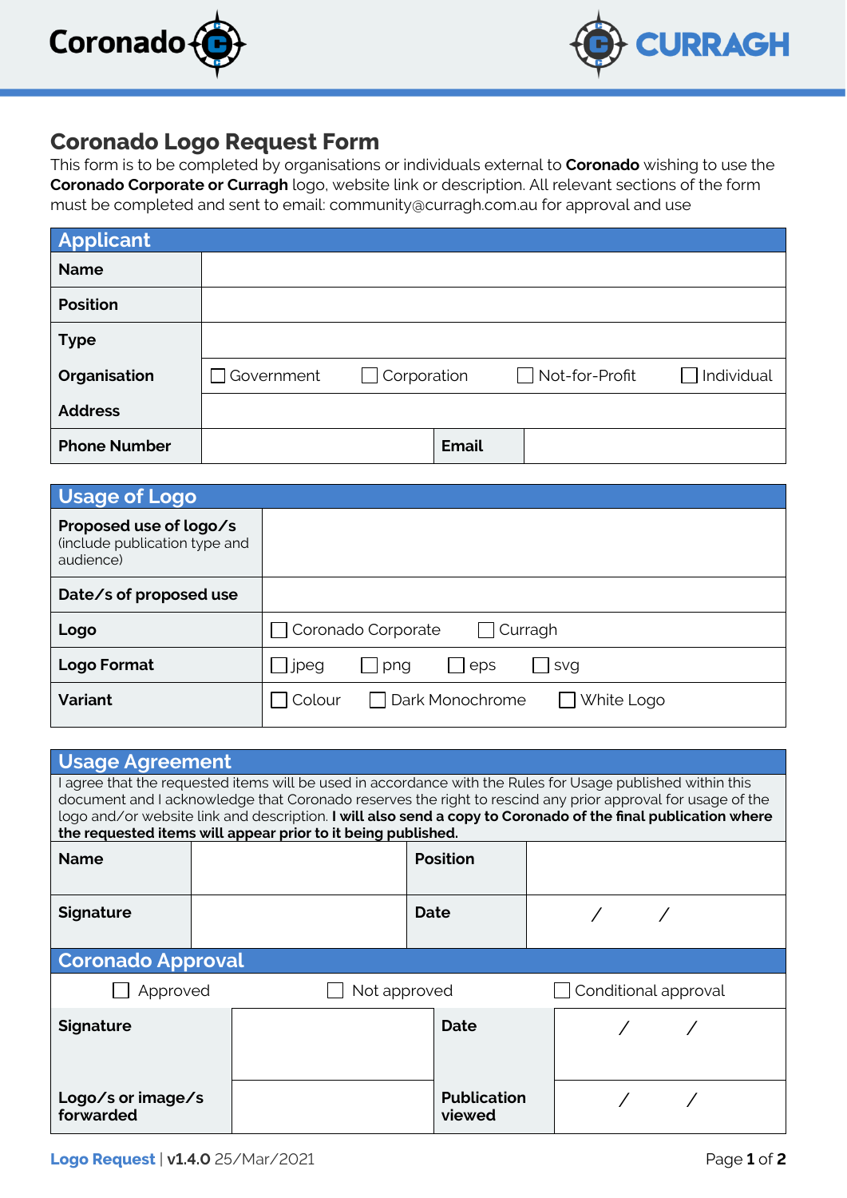# Coronado Logo Request Form

This form is to be completed by organisations or individuals external to **Coronado** wishing to use the **Coronado Corporate or Curragh** logo, website link or description. All relevant sections of the form must be completed and sent to email: community@curragh.com.au for approval and use

## Applicant

| | | | |
|---|---|---|---|
| **Name** | | | |
| **Position** | | | |
| **Type** | | | |
| **Organisation** | ☐ Government ☐ Corporation ☐ Not-for-Profit ☐ Individual | | |
| **Address** | | | |
| **Phone Number** | | **Email** | |

## Usage of Logo

| | |
|---|---|
| **Proposed use of logo/s** (include publication type and audience) | |
| **Date/s of proposed use** | |
| **Logo** | ☐ Coronado Corporate ☐ Curragh |
| **Logo Format** | ☐ jpeg ☐ png ☐ eps ☐ svg |
| **Variant** | ☐ Colour ☐ Dark Monochrome ☐ White Logo |

## Usage Agreement

I agree that the requested items will be used in accordance with the Rules for Usage published within this document and I acknowledge that Coronado reserves the right to rescind any prior approval for usage of the logo and/or website link and description. **I will also send a copy to Coronado of the final publication where the requested items will appear prior to it being published.**

| | | | |
|---|---|---|---|
| **Name** | | **Position** | |
| **Signature** | | **Date** | / / |

## Coronado Approval

☐ Approved ☐ Not approved ☐ Conditional approval

| | | | |
|---|---|---|---|
| **Signature** | | **Date** | / / |
| **Logo/s or image/s forwarded** | | **Publication viewed** | / / |

**Logo Request** | **v1.4.0** 25/Mar/2021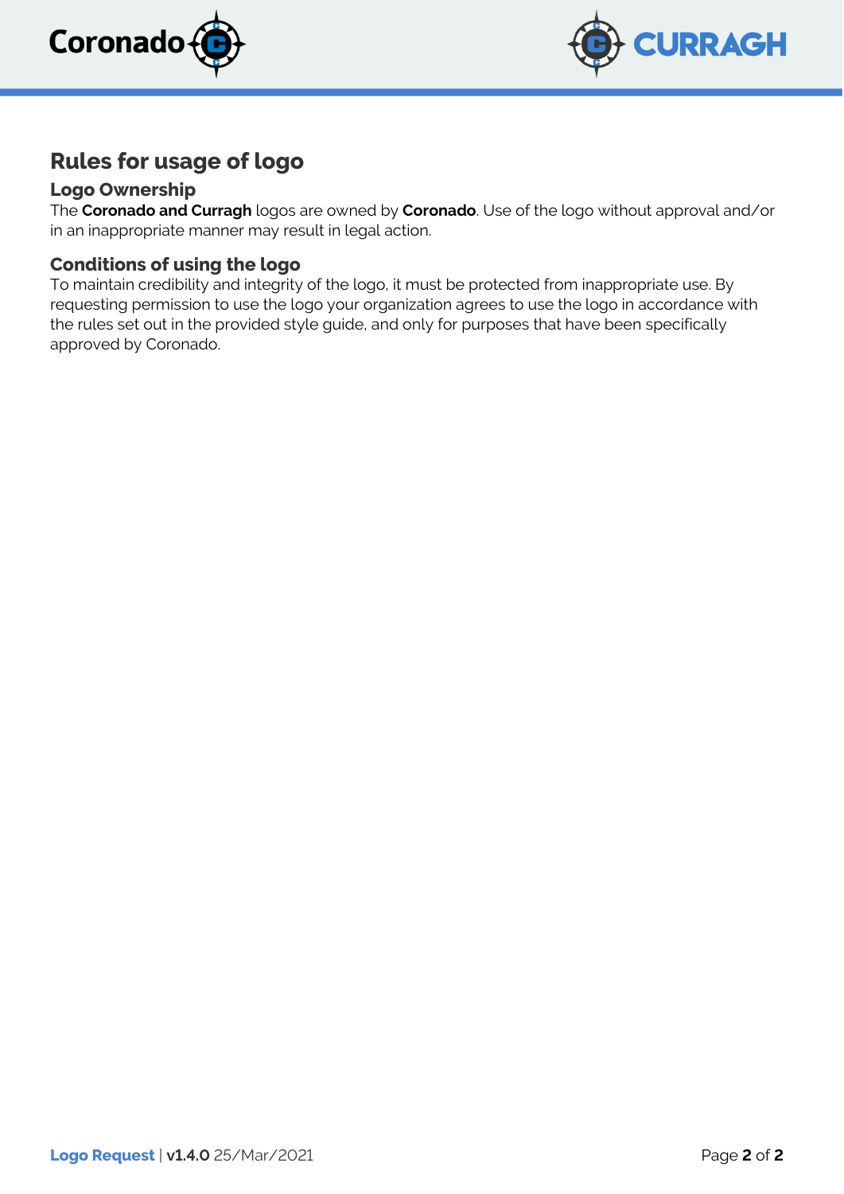# Rules for usage of logo

## Logo Ownership

The **Coronado and Curragh** logos are owned by **Coronado**. Use of the logo without approval and/or in an inappropriate manner may result in legal action.

## Conditions of using the logo

To maintain credibility and integrity of the logo, it must be protected from inappropriate use. By requesting permission to use the logo your organization agrees to use the logo in accordance with the rules set out in the provided style guide, and only for purposes that have been specifically approved by Coronado.